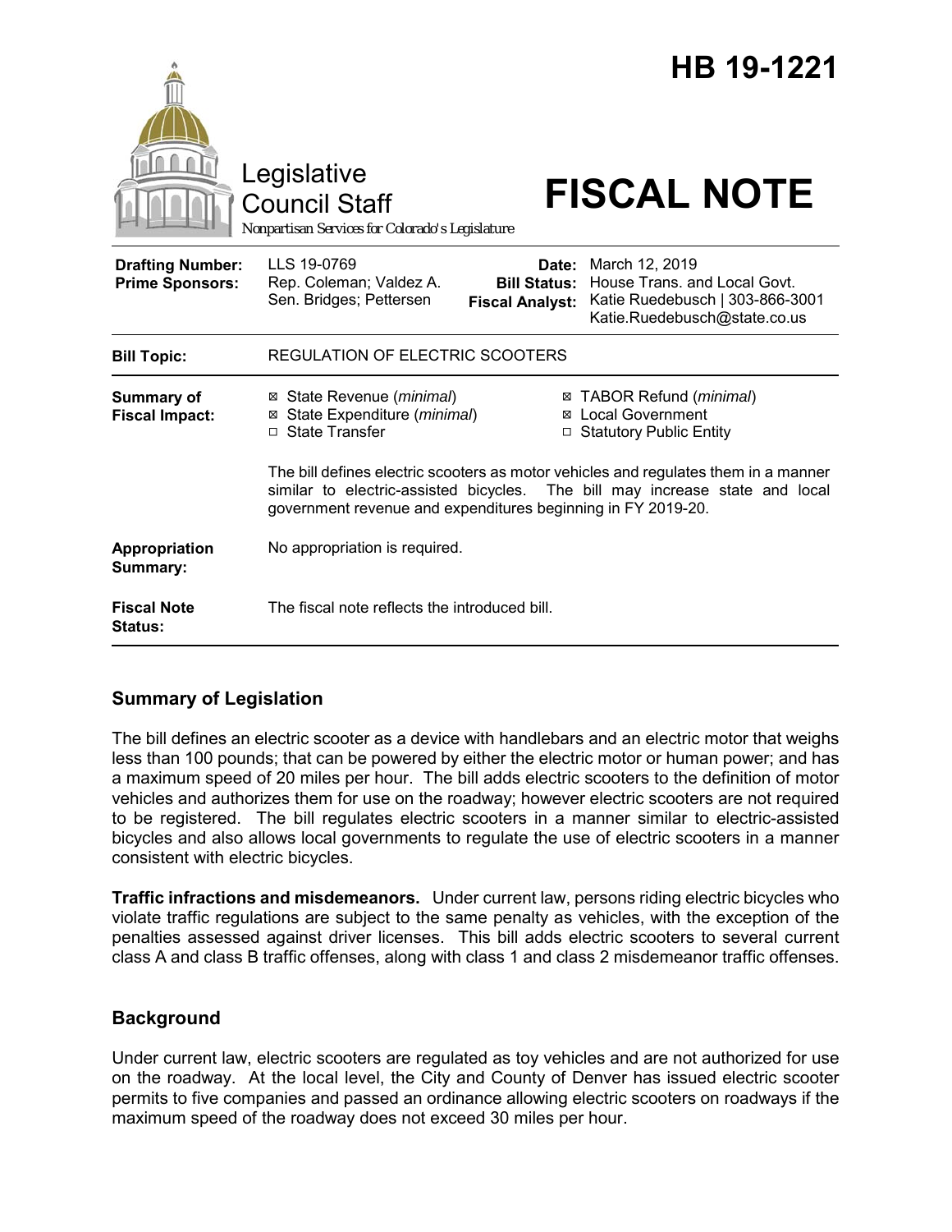# HB 19-1221

Legislative Council Staff

*Nonpartisan Services for Colorado's Legislature*

# FISCAL NOTE

| | | | |
|---|---|---|---|
| **Drafting Number:** | LLS 19-0769 | **Date:** | March 12, 2019 |
| **Prime Sponsors:** | Rep. Coleman; Valdez A. | **Bill Status:** | House Trans. and Local Govt. |
| | Sen. Bridges; Pettersen | **Fiscal Analyst:** | Katie Ruedebusch \| 303-866-3001 |
| | | | Katie.Ruedebusch@state.co.us |

| | |
|---|---|
| **Bill Topic:** | REGULATION OF ELECTRIC SCOOTERS |
| **Summary of Fiscal Impact:** | ☒ State Revenue (*minimal*) ☒ TABOR Refund (*minimal*)<br>☒ State Expenditure (*minimal*) ☒ Local Government<br>☐ State Transfer ☐ Statutory Public Entity<br><br>The bill defines electric scooters as motor vehicles and regulates them in a manner similar to electric-assisted bicycles. The bill may increase state and local government revenue and expenditures beginning in FY 2019-20. |
| **Appropriation Summary:** | No appropriation is required. |
| **Fiscal Note Status:** | The fiscal note reflects the introduced bill. |

## Summary of Legislation

The bill defines an electric scooter as a device with handlebars and an electric motor that weighs less than 100 pounds; that can be powered by either the electric motor or human power; and has a maximum speed of 20 miles per hour. The bill adds electric scooters to the definition of motor vehicles and authorizes them for use on the roadway; however electric scooters are not required to be registered. The bill regulates electric scooters in a manner similar to electric-assisted bicycles and also allows local governments to regulate the use of electric scooters in a manner consistent with electric bicycles.

**Traffic infractions and misdemeanors.** Under current law, persons riding electric bicycles who violate traffic regulations are subject to the same penalty as vehicles, with the exception of the penalties assessed against driver licenses. This bill adds electric scooters to several current class A and class B traffic offenses, along with class 1 and class 2 misdemeanor traffic offenses.

## Background

Under current law, electric scooters are regulated as toy vehicles and are not authorized for use on the roadway. At the local level, the City and County of Denver has issued electric scooter permits to five companies and passed an ordinance allowing electric scooters on roadways if the maximum speed of the roadway does not exceed 30 miles per hour.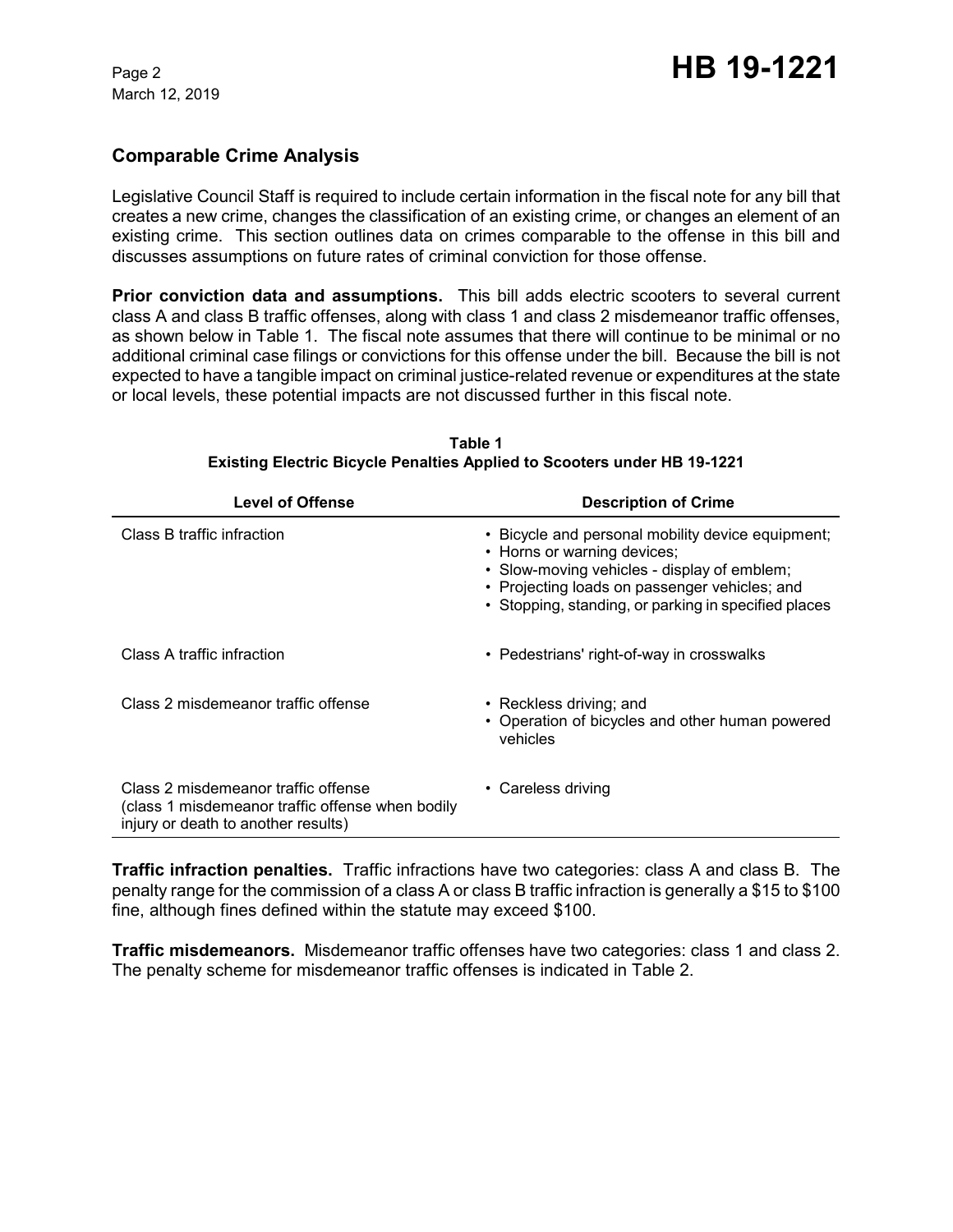## Comparable Crime Analysis

Legislative Council Staff is required to include certain information in the fiscal note for any bill that creates a new crime, changes the classification of an existing crime, or changes an element of an existing crime. This section outlines data on crimes comparable to the offense in this bill and discusses assumptions on future rates of criminal conviction for those offense.

**Prior conviction data and assumptions.** This bill adds electric scooters to several current class A and class B traffic offenses, along with class 1 and class 2 misdemeanor traffic offenses, as shown below in Table 1. The fiscal note assumes that there will continue to be minimal or no additional criminal case filings or convictions for this offense under the bill. Because the bill is not expected to have a tangible impact on criminal justice-related revenue or expenditures at the state or local levels, these potential impacts are not discussed further in this fiscal note.

**Table 1**
**Existing Electric Bicycle Penalties Applied to Scooters under HB 19-1221**

| Level of Offense | Description of Crime |
|---|---|
| Class B traffic infraction | • Bicycle and personal mobility device equipment;<br>• Horns or warning devices;<br>• Slow-moving vehicles - display of emblem;<br>• Projecting loads on passenger vehicles; and<br>• Stopping, standing, or parking in specified places |
| Class A traffic infraction | • Pedestrians' right-of-way in crosswalks |
| Class 2 misdemeanor traffic offense | • Reckless driving; and<br>• Operation of bicycles and other human powered vehicles |
| Class 2 misdemeanor traffic offense (class 1 misdemeanor traffic offense when bodily injury or death to another results) | • Careless driving |

**Traffic infraction penalties.** Traffic infractions have two categories: class A and class B. The penalty range for the commission of a class A or class B traffic infraction is generally a $15 to $100 fine, although fines defined within the statute may exceed $100.

**Traffic misdemeanors.** Misdemeanor traffic offenses have two categories: class 1 and class 2. The penalty scheme for misdemeanor traffic offenses is indicated in Table 2.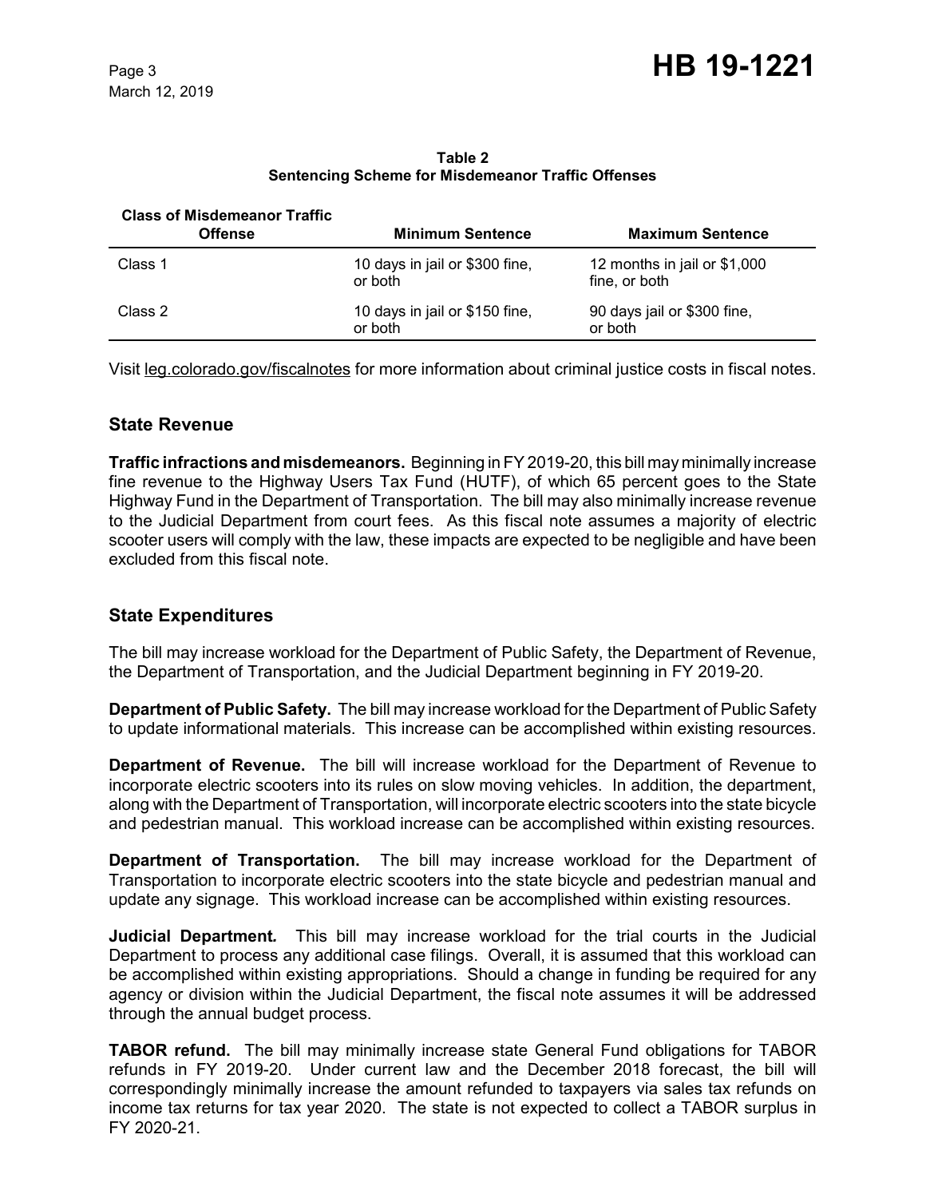**Table 2**
**Sentencing Scheme for Misdemeanor Traffic Offenses**

| Class of Misdemeanor Traffic Offense | Minimum Sentence | Maximum Sentence |
|---|---|---|
| Class 1 | 10 days in jail or $300 fine, or both | 12 months in jail or $1,000 fine, or both |
| Class 2 | 10 days in jail or $150 fine, or both | 90 days jail or $300 fine, or both |

Visit leg.colorado.gov/fiscalnotes for more information about criminal justice costs in fiscal notes.

## State Revenue

**Traffic infractions and misdemeanors.** Beginning in FY 2019-20, this bill may minimally increase fine revenue to the Highway Users Tax Fund (HUTF), of which 65 percent goes to the State Highway Fund in the Department of Transportation. The bill may also minimally increase revenue to the Judicial Department from court fees. As this fiscal note assumes a majority of electric scooter users will comply with the law, these impacts are expected to be negligible and have been excluded from this fiscal note.

## State Expenditures

The bill may increase workload for the Department of Public Safety, the Department of Revenue, the Department of Transportation, and the Judicial Department beginning in FY 2019-20.

**Department of Public Safety.** The bill may increase workload for the Department of Public Safety to update informational materials. This increase can be accomplished within existing resources.

**Department of Revenue.** The bill will increase workload for the Department of Revenue to incorporate electric scooters into its rules on slow moving vehicles. In addition, the department, along with the Department of Transportation, will incorporate electric scooters into the state bicycle and pedestrian manual. This workload increase can be accomplished within existing resources.

**Department of Transportation.** The bill may increase workload for the Department of Transportation to incorporate electric scooters into the state bicycle and pedestrian manual and update any signage. This workload increase can be accomplished within existing resources.

**Judicial Department.** This bill may increase workload for the trial courts in the Judicial Department to process any additional case filings. Overall, it is assumed that this workload can be accomplished within existing appropriations. Should a change in funding be required for any agency or division within the Judicial Department, the fiscal note assumes it will be addressed through the annual budget process.

**TABOR refund.** The bill may minimally increase state General Fund obligations for TABOR refunds in FY 2019-20. Under current law and the December 2018 forecast, the bill will correspondingly minimally increase the amount refunded to taxpayers via sales tax refunds on income tax returns for tax year 2020. The state is not expected to collect a TABOR surplus in FY 2020-21.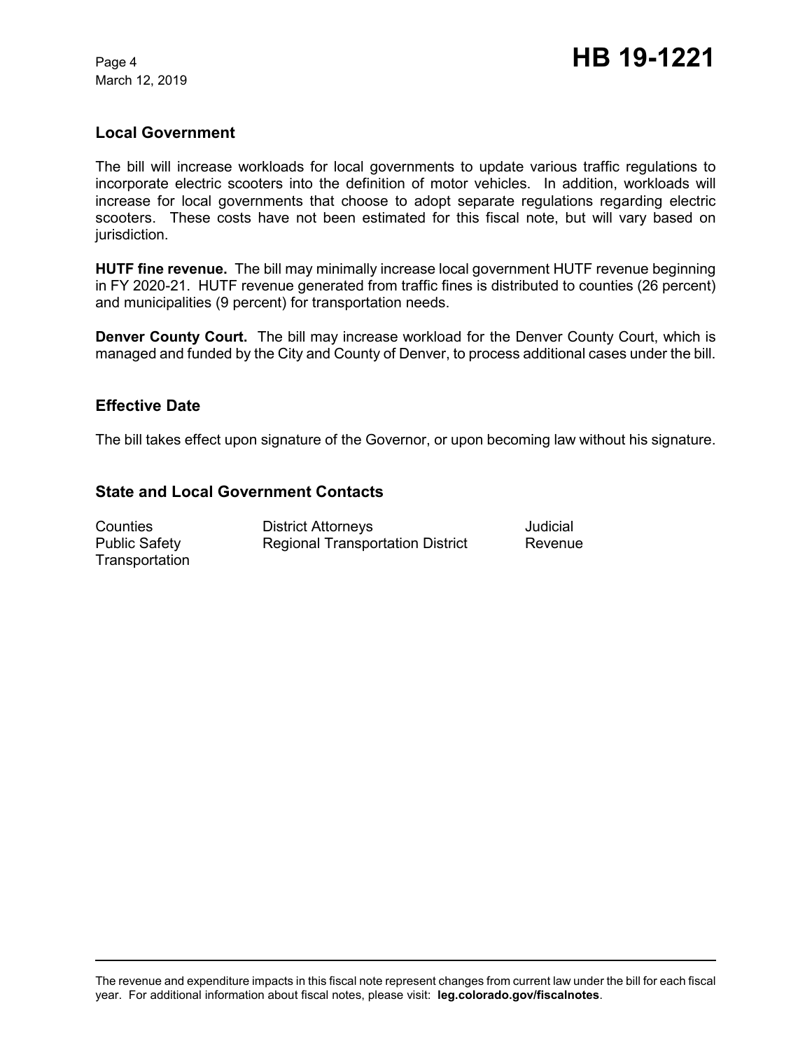## Local Government

The bill will increase workloads for local governments to update various traffic regulations to incorporate electric scooters into the definition of motor vehicles. In addition, workloads will increase for local governments that choose to adopt separate regulations regarding electric scooters. These costs have not been estimated for this fiscal note, but will vary based on jurisdiction.

**HUTF fine revenue.** The bill may minimally increase local government HUTF revenue beginning in FY 2020-21. HUTF revenue generated from traffic fines is distributed to counties (26 percent) and municipalities (9 percent) for transportation needs.

**Denver County Court.** The bill may increase workload for the Denver County Court, which is managed and funded by the City and County of Denver, to process additional cases under the bill.

## Effective Date

The bill takes effect upon signature of the Governor, or upon becoming law without his signature.

## State and Local Government Contacts

| | | |
|---|---|---|
| Counties | District Attorneys | Judicial |
| Public Safety | Regional Transportation District | Revenue |
| Transportation | | |

The revenue and expenditure impacts in this fiscal note represent changes from current law under the bill for each fiscal year. For additional information about fiscal notes, please visit: **leg.colorado.gov/fiscalnotes**.